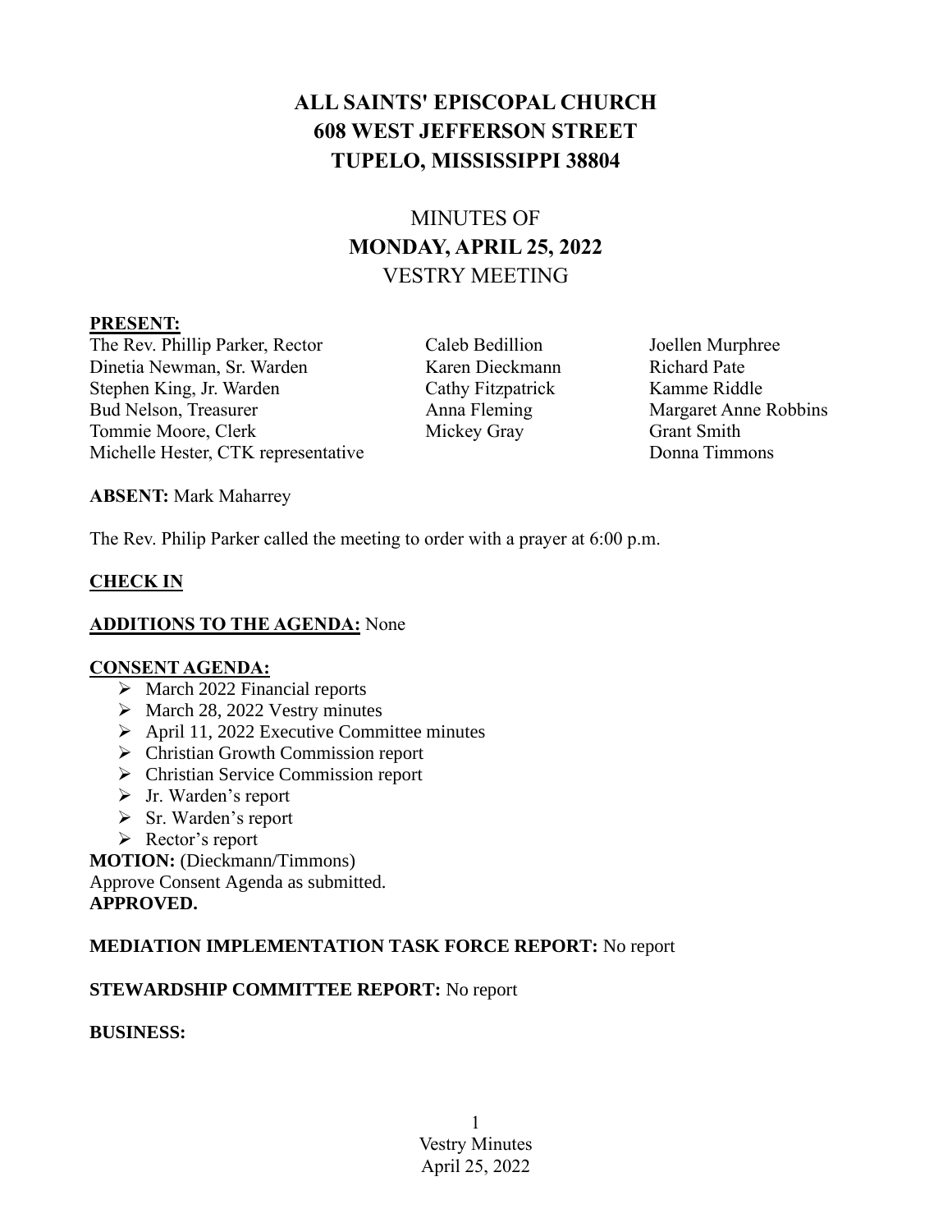# ALL SAINTS' EPISCOPAL CHURCH
# 608 WEST JEFFERSON STREET
# TUPELO, MISSISSIPPI 38804

## MINUTES OF
## MONDAY, APRIL 25, 2022
## VESTRY MEETING

**PRESENT:**

The Rev. Phillip Parker, Rector
Dinetia Newman, Sr. Warden
Stephen King, Jr. Warden
Bud Nelson, Treasurer
Tommie Moore, Clerk
Michelle Hester, CTK representative
Caleb Bedillion
Karen Dieckmann
Cathy Fitzpatrick
Anna Fleming
Mickey Gray
Joellen Murphree
Richard Pate
Kamme Riddle
Margaret Anne Robbins
Grant Smith
Donna Timmons

**ABSENT:** Mark Maharrey

The Rev. Philip Parker called the meeting to order with a prayer at 6:00 p.m.

**CHECK IN**

**ADDITIONS TO THE AGENDA:** None

**CONSENT AGENDA:**

- March 2022 Financial reports
- March 28, 2022 Vestry minutes
- April 11, 2022 Executive Committee minutes
- Christian Growth Commission report
- Christian Service Commission report
- Jr. Warden's report
- Sr. Warden's report
- Rector's report

**MOTION:** (Dieckmann/Timmons)
Approve Consent Agenda as submitted.
**APPROVED.**

**MEDIATION IMPLEMENTATION TASK FORCE REPORT:** No report

**STEWARDSHIP COMMITTEE REPORT:** No report

**BUSINESS:**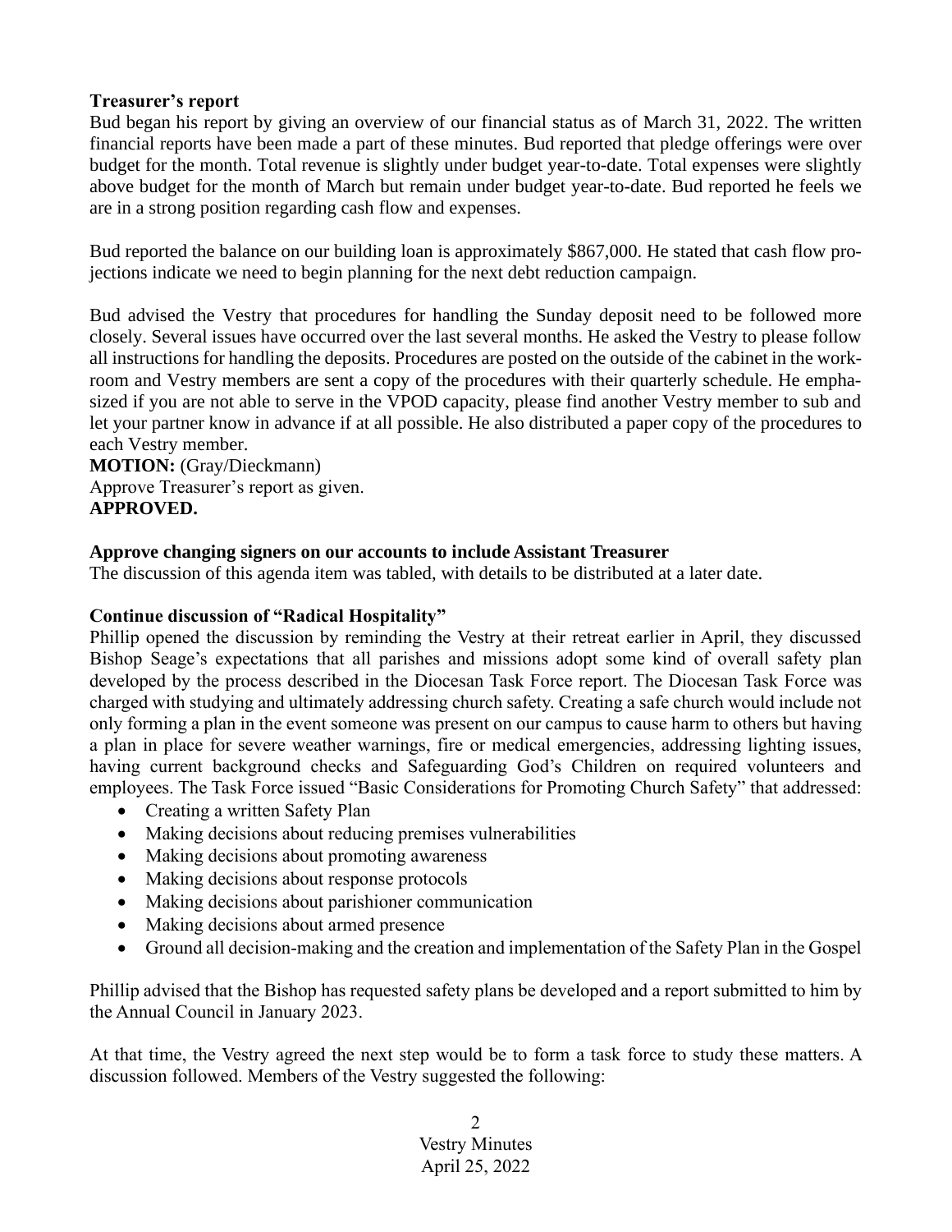**Treasurer's report**

Bud began his report by giving an overview of our financial status as of March 31, 2022. The written financial reports have been made a part of these minutes. Bud reported that pledge offerings were over budget for the month. Total revenue is slightly under budget year-to-date. Total expenses were slightly above budget for the month of March but remain under budget year-to-date. Bud reported he feels we are in a strong position regarding cash flow and expenses.

Bud reported the balance on our building loan is approximately $867,000. He stated that cash flow projections indicate we need to begin planning for the next debt reduction campaign.

Bud advised the Vestry that procedures for handling the Sunday deposit need to be followed more closely. Several issues have occurred over the last several months. He asked the Vestry to please follow all instructions for handling the deposits. Procedures are posted on the outside of the cabinet in the workroom and Vestry members are sent a copy of the procedures with their quarterly schedule. He emphasized if you are not able to serve in the VPOD capacity, please find another Vestry member to sub and let your partner know in advance if at all possible. He also distributed a paper copy of the procedures to each Vestry member.

**MOTION:** (Gray/Dieckmann)
Approve Treasurer's report as given.
**APPROVED.**

**Approve changing signers on our accounts to include Assistant Treasurer**

The discussion of this agenda item was tabled, with details to be distributed at a later date.

**Continue discussion of "Radical Hospitality"**

Phillip opened the discussion by reminding the Vestry at their retreat earlier in April, they discussed Bishop Seage's expectations that all parishes and missions adopt some kind of overall safety plan developed by the process described in the Diocesan Task Force report. The Diocesan Task Force was charged with studying and ultimately addressing church safety. Creating a safe church would include not only forming a plan in the event someone was present on our campus to cause harm to others but having a plan in place for severe weather warnings, fire or medical emergencies, addressing lighting issues, having current background checks and Safeguarding God's Children on required volunteers and employees. The Task Force issued "Basic Considerations for Promoting Church Safety" that addressed:

- Creating a written Safety Plan
- Making decisions about reducing premises vulnerabilities
- Making decisions about promoting awareness
- Making decisions about response protocols
- Making decisions about parishioner communication
- Making decisions about armed presence
- Ground all decision-making and the creation and implementation of the Safety Plan in the Gospel

Phillip advised that the Bishop has requested safety plans be developed and a report submitted to him by the Annual Council in January 2023.

At that time, the Vestry agreed the next step would be to form a task force to study these matters. A discussion followed. Members of the Vestry suggested the following: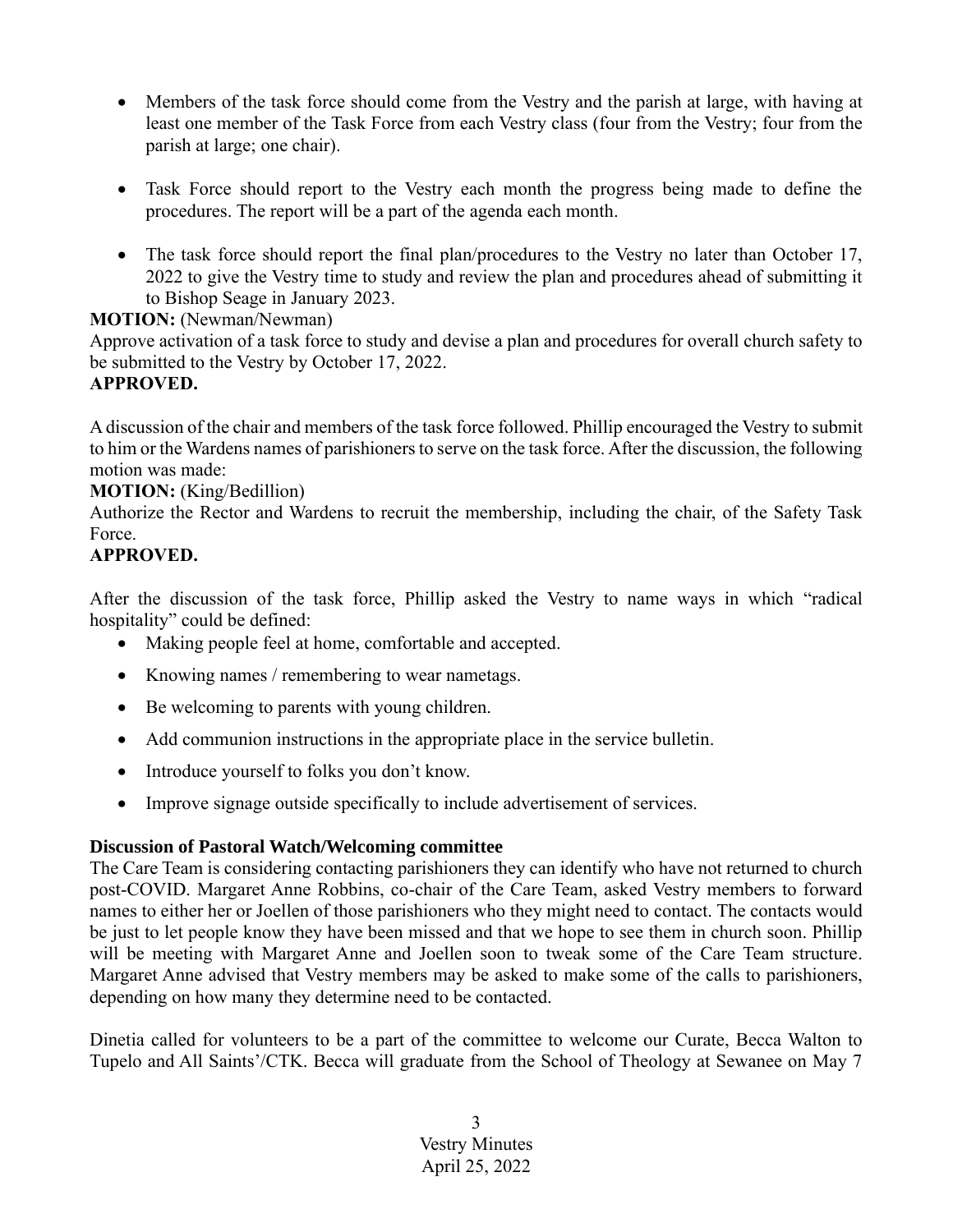- Members of the task force should come from the Vestry and the parish at large, with having at least one member of the Task Force from each Vestry class (four from the Vestry; four from the parish at large; one chair).
- Task Force should report to the Vestry each month the progress being made to define the procedures. The report will be a part of the agenda each month.
- The task force should report the final plan/procedures to the Vestry no later than October 17, 2022 to give the Vestry time to study and review the plan and procedures ahead of submitting it to Bishop Seage in January 2023.

**MOTION:** (Newman/Newman)
Approve activation of a task force to study and devise a plan and procedures for overall church safety to be submitted to the Vestry by October 17, 2022.
**APPROVED.**

A discussion of the chair and members of the task force followed. Phillip encouraged the Vestry to submit to him or the Wardens names of parishioners to serve on the task force. After the discussion, the following motion was made:

**MOTION:** (King/Bedillion)
Authorize the Rector and Wardens to recruit the membership, including the chair, of the Safety Task Force.
**APPROVED.**

After the discussion of the task force, Phillip asked the Vestry to name ways in which "radical hospitality" could be defined:

- Making people feel at home, comfortable and accepted.
- Knowing names / remembering to wear nametags.
- Be welcoming to parents with young children.
- Add communion instructions in the appropriate place in the service bulletin.
- Introduce yourself to folks you don't know.
- Improve signage outside specifically to include advertisement of services.

**Discussion of Pastoral Watch/Welcoming committee**

The Care Team is considering contacting parishioners they can identify who have not returned to church post-COVID. Margaret Anne Robbins, co-chair of the Care Team, asked Vestry members to forward names to either her or Joellen of those parishioners who they might need to contact. The contacts would be just to let people know they have been missed and that we hope to see them in church soon. Phillip will be meeting with Margaret Anne and Joellen soon to tweak some of the Care Team structure. Margaret Anne advised that Vestry members may be asked to make some of the calls to parishioners, depending on how many they determine need to be contacted.

Dinetia called for volunteers to be a part of the committee to welcome our Curate, Becca Walton to Tupelo and All Saints'/CTK. Becca will graduate from the School of Theology at Sewanee on May 7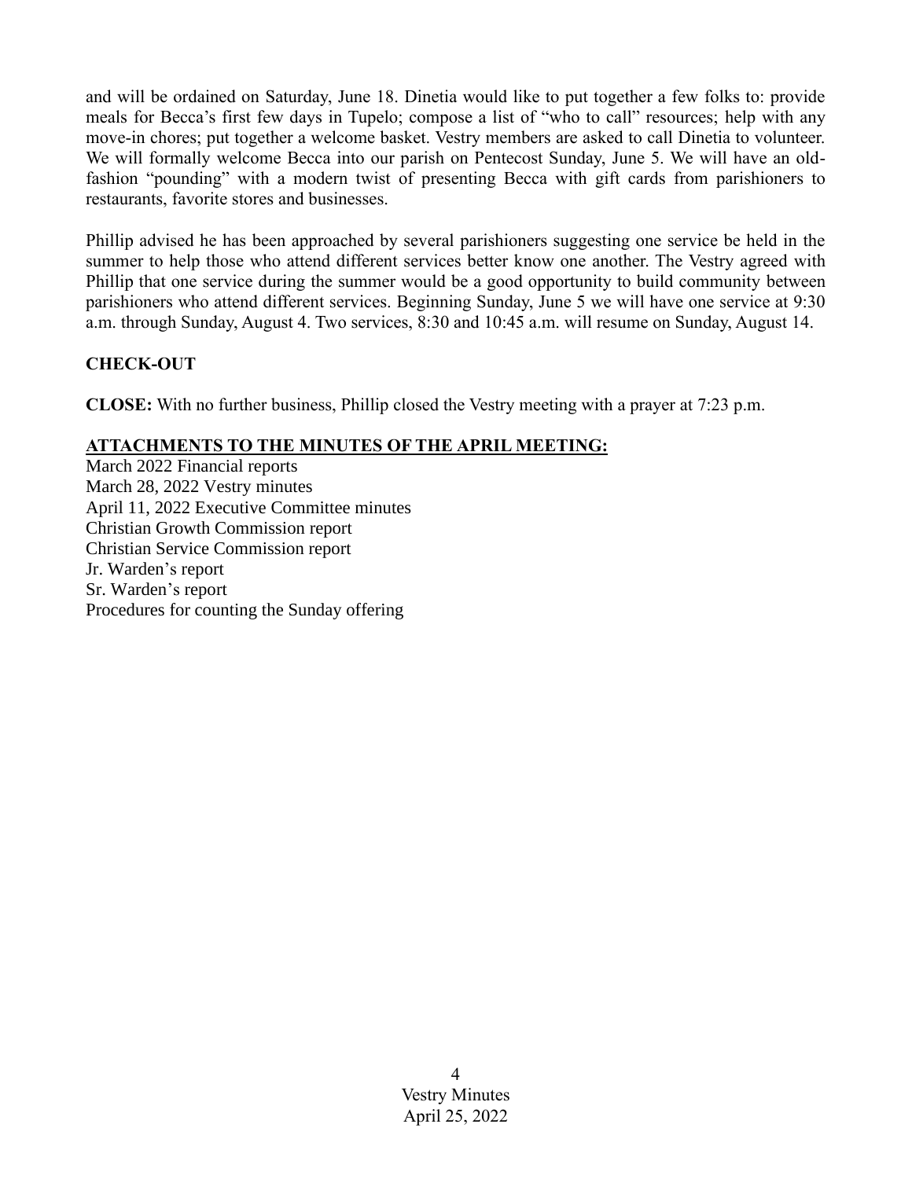and will be ordained on Saturday, June 18. Dinetia would like to put together a few folks to: provide meals for Becca's first few days in Tupelo; compose a list of "who to call" resources; help with any move-in chores; put together a welcome basket. Vestry members are asked to call Dinetia to volunteer. We will formally welcome Becca into our parish on Pentecost Sunday, June 5. We will have an old-fashion "pounding" with a modern twist of presenting Becca with gift cards from parishioners to restaurants, favorite stores and businesses.

Phillip advised he has been approached by several parishioners suggesting one service be held in the summer to help those who attend different services better know one another. The Vestry agreed with Phillip that one service during the summer would be a good opportunity to build community between parishioners who attend different services. Beginning Sunday, June 5 we will have one service at 9:30 a.m. through Sunday, August 4. Two services, 8:30 and 10:45 a.m. will resume on Sunday, August 14.

**CHECK-OUT**

**CLOSE:** With no further business, Phillip closed the Vestry meeting with a prayer at 7:23 p.m.

**ATTACHMENTS TO THE MINUTES OF THE APRIL MEETING:**

March 2022 Financial reports
March 28, 2022 Vestry minutes
April 11, 2022 Executive Committee minutes
Christian Growth Commission report
Christian Service Commission report
Jr. Warden's report
Sr. Warden's report
Procedures for counting the Sunday offering